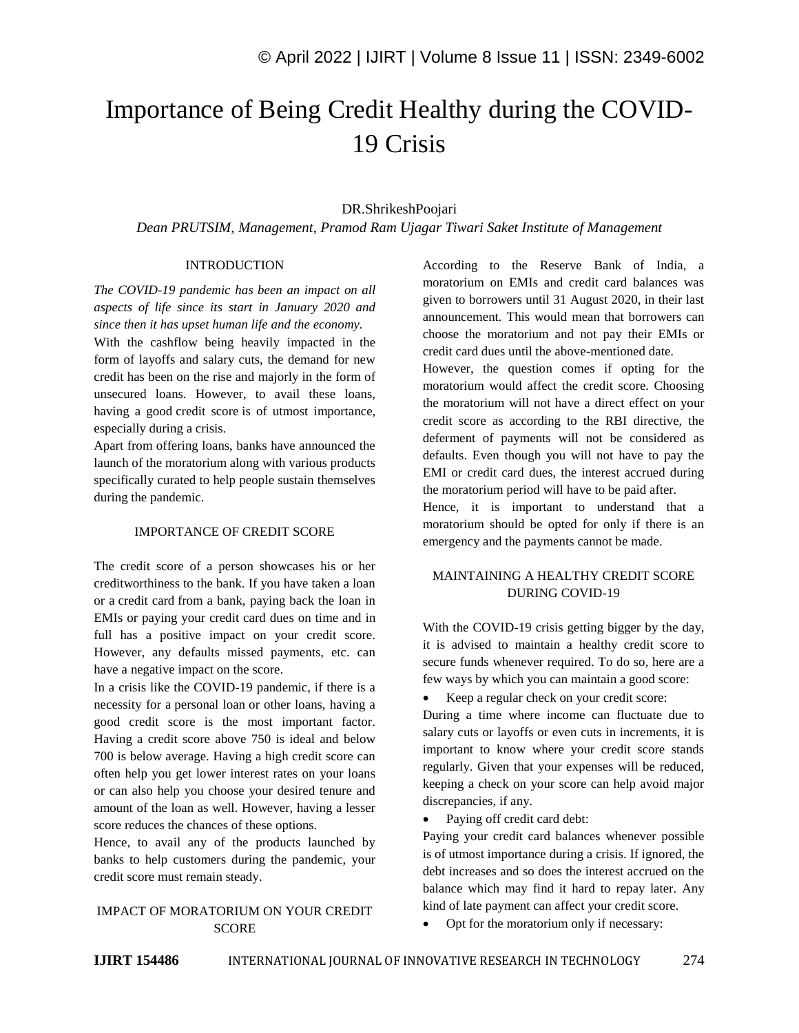# Importance of Being Credit Healthy during the COVID-19 Crisis

DR.ShrikeshPoojari

*Dean PRUTSIM, Management, Pramod Ram Ujagar Tiwari Saket Institute of Management*

## INTRODUCTION

*The COVID-19 pandemic has been an impact on all aspects of life since its start in January 2020 and since then it has upset human life and the economy.*

With the cashflow being heavily impacted in the form of layoffs and salary cuts, the demand for new credit has been on the rise and majorly in the form of unsecured loans. However, to avail these loans, having a good credit score is of utmost importance, especially during a crisis.

Apart from offering loans, banks have announced the launch of the moratorium along with various products specifically curated to help people sustain themselves during the pandemic.

## IMPORTANCE OF CREDIT SCORE

The credit score of a person showcases his or her creditworthiness to the bank. If you have taken a loan or a credit card from a bank, paying back the loan in EMIs or paying your credit card dues on time and in full has a positive impact on your credit score. However, any defaults missed payments, etc. can have a negative impact on the score.

In a crisis like the COVID-19 pandemic, if there is a necessity for a personal loan or other loans, having a good credit score is the most important factor. Having a credit score above 750 is ideal and below 700 is below average. Having a high credit score can often help you get lower interest rates on your loans or can also help you choose your desired tenure and amount of the loan as well. However, having a lesser score reduces the chances of these options.

Hence, to avail any of the products launched by banks to help customers during the pandemic, your credit score must remain steady.

## IMPACT OF MORATORIUM ON YOUR CREDIT SCORE

According to the Reserve Bank of India, a moratorium on EMIs and credit card balances was given to borrowers until 31 August 2020, in their last announcement. This would mean that borrowers can choose the moratorium and not pay their EMIs or credit card dues until the above-mentioned date.

However, the question comes if opting for the moratorium would affect the credit score. Choosing the moratorium will not have a direct effect on your credit score as according to the RBI directive, the deferment of payments will not be considered as defaults. Even though you will not have to pay the EMI or credit card dues, the interest accrued during the moratorium period will have to be paid after.

Hence, it is important to understand that a moratorium should be opted for only if there is an emergency and the payments cannot be made.

## MAINTAINING A HEALTHY CREDIT SCORE DURING COVID-19

With the COVID-19 crisis getting bigger by the day, it is advised to maintain a healthy credit score to secure funds whenever required. To do so, here are a few ways by which you can maintain a good score:

- Keep a regular check on your credit score:

During a time where income can fluctuate due to salary cuts or layoffs or even cuts in increments, it is important to know where your credit score stands regularly. Given that your expenses will be reduced, keeping a check on your score can help avoid major discrepancies, if any.

- Paying off credit card debt:

Paying your credit card balances whenever possible is of utmost importance during a crisis. If ignored, the debt increases and so does the interest accrued on the balance which may find it hard to repay later. Any kind of late payment can affect your credit score.

- Opt for the moratorium only if necessary: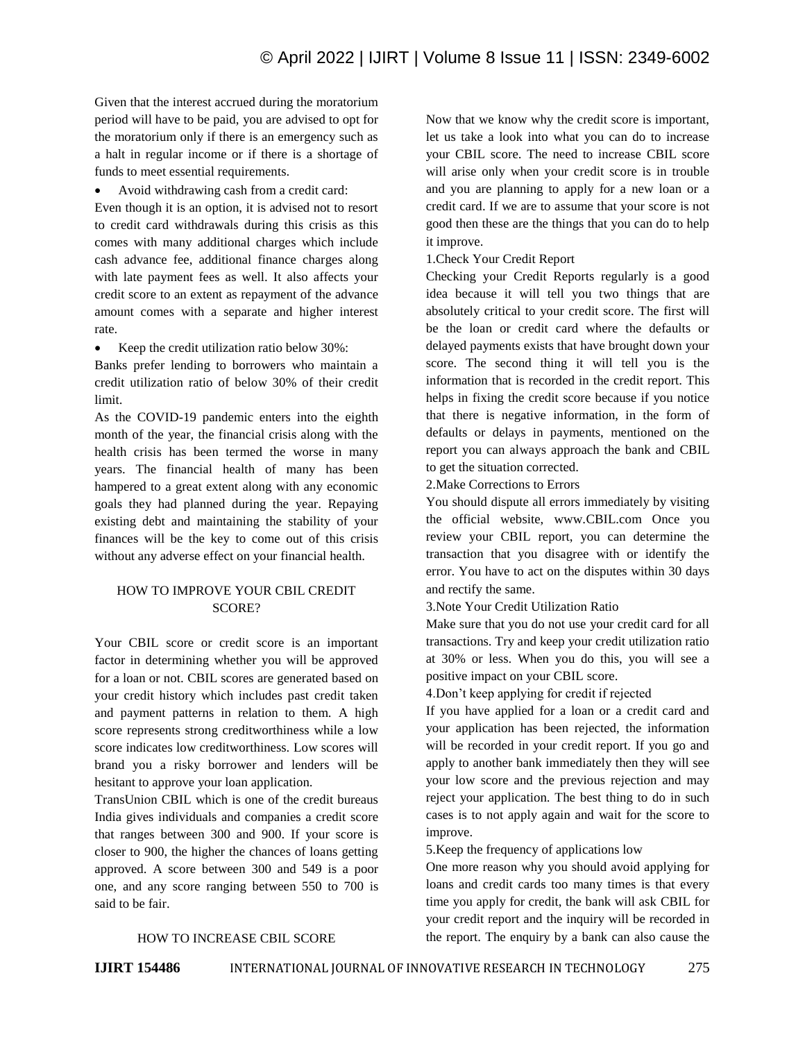Given that the interest accrued during the moratorium period will have to be paid, you are advised to opt for the moratorium only if there is an emergency such as a halt in regular income or if there is a shortage of funds to meet essential requirements.

- Avoid withdrawing cash from a credit card:

Even though it is an option, it is advised not to resort to credit card withdrawals during this crisis as this comes with many additional charges which include cash advance fee, additional finance charges along with late payment fees as well. It also affects your credit score to an extent as repayment of the advance amount comes with a separate and higher interest rate.

- Keep the credit utilization ratio below 30%:

Banks prefer lending to borrowers who maintain a credit utilization ratio of below 30% of their credit limit.

As the COVID-19 pandemic enters into the eighth month of the year, the financial crisis along with the health crisis has been termed the worse in many years. The financial health of many has been hampered to a great extent along with any economic goals they had planned during the year. Repaying existing debt and maintaining the stability of your finances will be the key to come out of this crisis without any adverse effect on your financial health.

## HOW TO IMPROVE YOUR CBIL CREDIT SCORE?

Your CBIL score or credit score is an important factor in determining whether you will be approved for a loan or not. CBIL scores are generated based on your credit history which includes past credit taken and payment patterns in relation to them. A high score represents strong creditworthiness while a low score indicates low creditworthiness. Low scores will brand you a risky borrower and lenders will be hesitant to approve your loan application.

TransUnion CBIL which is one of the credit bureaus India gives individuals and companies a credit score that ranges between 300 and 900. If your score is closer to 900, the higher the chances of loans getting approved. A score between 300 and 549 is a poor one, and any score ranging between 550 to 700 is said to be fair.

## HOW TO INCREASE CBIL SCORE

Now that we know why the credit score is important, let us take a look into what you can do to increase your CBIL score. The need to increase CBIL score will arise only when your credit score is in trouble and you are planning to apply for a new loan or a credit card. If we are to assume that your score is not good then these are the things that you can do to help it improve.

1.Check Your Credit Report

Checking your Credit Reports regularly is a good idea because it will tell you two things that are absolutely critical to your credit score. The first will be the loan or credit card where the defaults or delayed payments exists that have brought down your score. The second thing it will tell you is the information that is recorded in the credit report. This helps in fixing the credit score because if you notice that there is negative information, in the form of defaults or delays in payments, mentioned on the report you can always approach the bank and CBIL to get the situation corrected.

2.Make Corrections to Errors

You should dispute all errors immediately by visiting the official website, www.CBIL.com Once you review your CBIL report, you can determine the transaction that you disagree with or identify the error. You have to act on the disputes within 30 days and rectify the same.

3.Note Your Credit Utilization Ratio

Make sure that you do not use your credit card for all transactions. Try and keep your credit utilization ratio at 30% or less. When you do this, you will see a positive impact on your CBIL score.

4.Don't keep applying for credit if rejected

If you have applied for a loan or a credit card and your application has been rejected, the information will be recorded in your credit report. If you go and apply to another bank immediately then they will see your low score and the previous rejection and may reject your application. The best thing to do in such cases is to not apply again and wait for the score to improve.

5.Keep the frequency of applications low

One more reason why you should avoid applying for loans and credit cards too many times is that every time you apply for credit, the bank will ask CBIL for your credit report and the inquiry will be recorded in the report. The enquiry by a bank can also cause the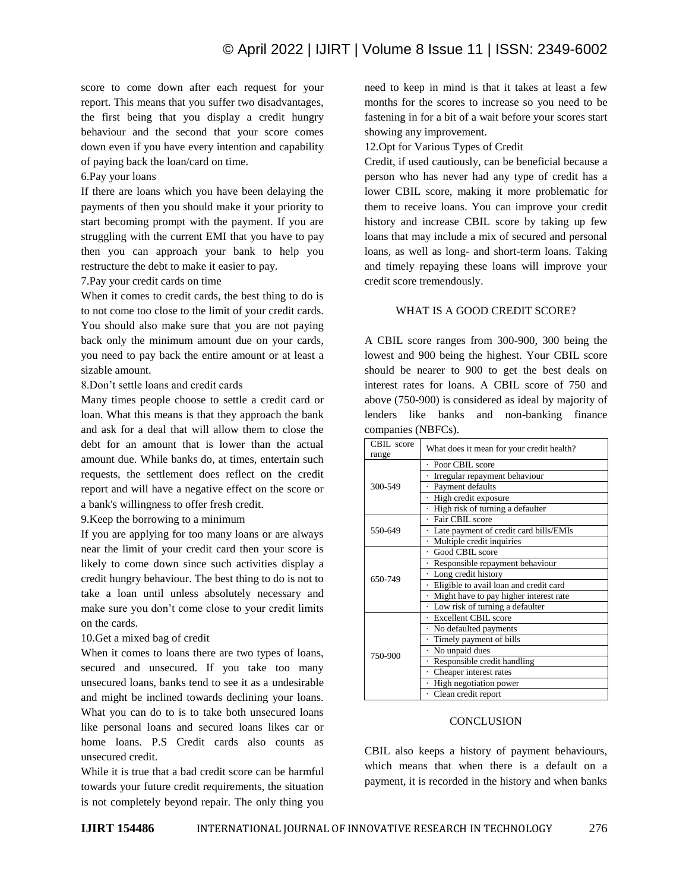score to come down after each request for your report. This means that you suffer two disadvantages, the first being that you display a credit hungry behaviour and the second that your score comes down even if you have every intention and capability of paying back the loan/card on time.

6.Pay your loans

If there are loans which you have been delaying the payments of then you should make it your priority to start becoming prompt with the payment. If you are struggling with the current EMI that you have to pay then you can approach your bank to help you restructure the debt to make it easier to pay.

7.Pay your credit cards on time

When it comes to credit cards, the best thing to do is to not come too close to the limit of your credit cards. You should also make sure that you are not paying back only the minimum amount due on your cards, you need to pay back the entire amount or at least a sizable amount.

8.Don't settle loans and credit cards

Many times people choose to settle a credit card or loan. What this means is that they approach the bank and ask for a deal that will allow them to close the debt for an amount that is lower than the actual amount due. While banks do, at times, entertain such requests, the settlement does reflect on the credit report and will have a negative effect on the score or a bank's willingness to offer fresh credit.

9.Keep the borrowing to a minimum

If you are applying for too many loans or are always near the limit of your credit card then your score is likely to come down since such activities display a credit hungry behaviour. The best thing to do is not to take a loan until unless absolutely necessary and make sure you don't come close to your credit limits on the cards.

10.Get a mixed bag of credit

When it comes to loans there are two types of loans, secured and unsecured. If you take too many unsecured loans, banks tend to see it as a undesirable and might be inclined towards declining your loans. What you can do to is to take both unsecured loans like personal loans and secured loans likes car or home loans. P.S Credit cards also counts as unsecured credit.

While it is true that a bad credit score can be harmful towards your future credit requirements, the situation is not completely beyond repair. The only thing you need to keep in mind is that it takes at least a few months for the scores to increase so you need to be fastening in for a bit of a wait before your scores start showing any improvement.

12.Opt for Various Types of Credit

Credit, if used cautiously, can be beneficial because a person who has never had any type of credit has a lower CBIL score, making it more problematic for them to receive loans. You can improve your credit history and increase CBIL score by taking up few loans that may include a mix of secured and personal loans, as well as long- and short-term loans. Taking and timely repaying these loans will improve your credit score tremendously.

## WHAT IS A GOOD CREDIT SCORE?

A CBIL score ranges from 300-900, 300 being the lowest and 900 being the highest. Your CBIL score should be nearer to 900 to get the best deals on interest rates for loans. A CBIL score of 750 and above (750-900) is considered as ideal by majority of lenders like banks and non-banking finance companies (NBFCs).

| CBIL score range | What does it mean for your credit health? |
|---|---|
| 300-549 | · Poor CBIL score |
| | · Irregular repayment behaviour |
| | · Payment defaults |
| | · High credit exposure |
| | · High risk of turning a defaulter |
| 550-649 | · Fair CBIL score |
| | · Late payment of credit card bills/EMIs |
| | · Multiple credit inquiries |
| 650-749 | · Good CBIL score |
| | · Responsible repayment behaviour |
| | · Long credit history |
| | · Eligible to avail loan and credit card |
| | · Might have to pay higher interest rate |
| | · Low risk of turning a defaulter |
| 750-900 | · Excellent CBIL score |
| | · No defaulted payments |
| | · Timely payment of bills |
| | · No unpaid dues |
| | · Responsible credit handling |
| | · Cheaper interest rates |
| | · High negotiation power |
| | · Clean credit report |

## CONCLUSION

CBIL also keeps a history of payment behaviours, which means that when there is a default on a payment, it is recorded in the history and when banks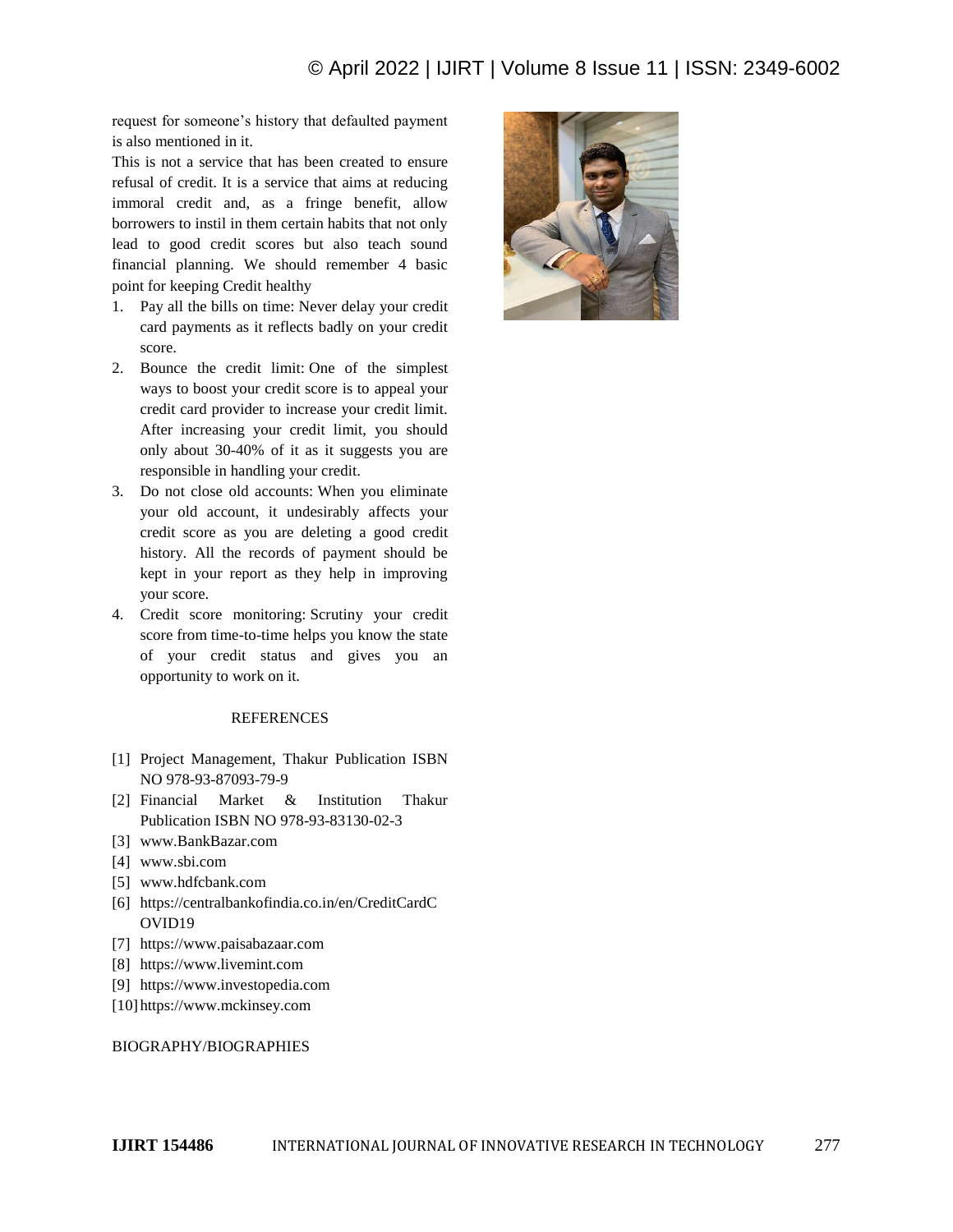request for someone's history that defaulted payment is also mentioned in it.

This is not a service that has been created to ensure refusal of credit. It is a service that aims at reducing immoral credit and, as a fringe benefit, allow borrowers to instil in them certain habits that not only lead to good credit scores but also teach sound financial planning. We should remember 4 basic point for keeping Credit healthy

1. Pay all the bills on time: Never delay your credit card payments as it reflects badly on your credit score.
2. Bounce the credit limit: One of the simplest ways to boost your credit score is to appeal your credit card provider to increase your credit limit. After increasing your credit limit, you should only about 30-40% of it as it suggests you are responsible in handling your credit.
3. Do not close old accounts: When you eliminate your old account, it undesirably affects your credit score as you are deleting a good credit history. All the records of payment should be kept in your report as they help in improving your score.
4. Credit score monitoring: Scrutiny your credit score from time-to-time helps you know the state of your credit status and gives you an opportunity to work on it.

## REFERENCES

[1] Project Management, Thakur Publication ISBN NO 978-93-87093-79-9

[2] Financial Market & Institution Thakur Publication ISBN NO 978-93-83130-02-3

[3] www.BankBazar.com

[4] www.sbi.com

[5] www.hdfcbank.com

[6] https://centralbankofindia.co.in/en/CreditCardCOVID19

[7] https://www.paisabazaar.com

[8] https://www.livemint.com

[9] https://www.investopedia.com

[10] https://www.mckinsey.com

## BIOGRAPHY/BIOGRAPHIES